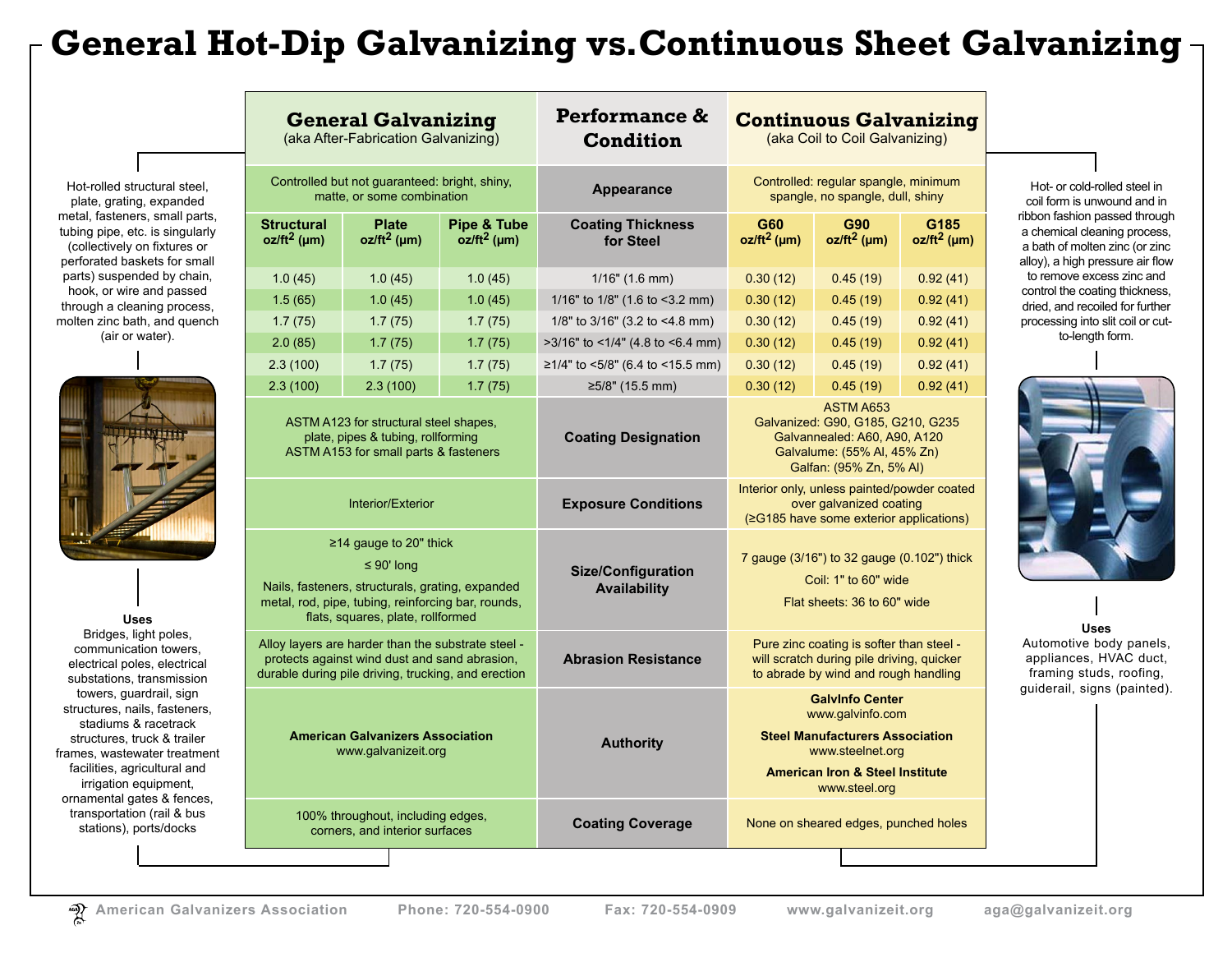# General Hot-Dip Galvanizing vs. Continuous Sheet Galvanizing

Hot-rolled structural steel, plate, grating, expanded metal, fasteners, small parts, tubing pipe, etc. is singularly (collectively on fixtures or perforated baskets for small parts) suspended by chain, hook, or wire and passed through a cleaning process, molten zinc bath, and quench (air or water).

**Uses**
Bridges, light poles, communication towers, electrical poles, electrical substations, transmission towers, guardrail, sign structures, nails, fasteners, stadiums & racetrack structures, truck & trailer frames, wastewater treatment facilities, agricultural and irrigation equipment, ornamental gates & fences, transportation (rail & bus stations), ports/docks

| **General Galvanizing** (aka After-Fabrication Galvanizing) | | | **Performance & Condition** | **Continuous Galvanizing** (aka Coil to Coil Galvanizing) | | |
|---|---|---|---|---|---|---|
| Controlled but not guaranteed: bright, shiny, matte, or some combination | | | **Appearance** | Controlled: regular spangle, minimum spangle, no spangle, dull, shiny | | |
| **Structural** $oz/ft^2$ (µm) | **Plate** $oz/ft^2$ (µm) | **Pipe & Tube** $oz/ft^2$ (µm) | **Coating Thickness for Steel** | **G60** $oz/ft^2$ (µm) | **G90** $oz/ft^2$ (µm) | **G185** $oz/ft^2$ (µm) |
| 1.0 (45) | 1.0 (45) | 1.0 (45) | 1/16" (1.6 mm) | 0.30 (12) | 0.45 (19) | 0.92 (41) |
| 1.5 (65) | 1.0 (45) | 1.0 (45) | 1/16" to 1/8" (1.6 to <3.2 mm) | 0.30 (12) | 0.45 (19) | 0.92 (41) |
| 1.7 (75) | 1.7 (75) | 1.7 (75) | 1/8" to 3/16" (3.2 to <4.8 mm) | 0.30 (12) | 0.45 (19) | 0.92 (41) |
| 2.0 (85) | 1.7 (75) | 1.7 (75) | >3/16" to <1/4" (4.8 to <6.4 mm) | 0.30 (12) | 0.45 (19) | 0.92 (41) |
| 2.3 (100) | 1.7 (75) | 1.7 (75) | ≥1/4" to <5/8" (6.4 to <15.5 mm) | 0.30 (12) | 0.45 (19) | 0.92 (41) |
| 2.3 (100) | 2.3 (100) | 1.7 (75) | ≥5/8" (15.5 mm) | 0.30 (12) | 0.45 (19) | 0.92 (41) |
| ASTM A123 for structural steel shapes, plate, pipes & tubing, rollforming; ASTM A153 for small parts & fasteners | | | **Coating Designation** | ASTM A653; Galvanized: G90, G185, G210, G235; Galvannealed: A60, A90, A120; Galvalume: (55% Al, 45% Zn); Galfan: (95% Zn, 5% Al) | | |
| Interior/Exterior | | | **Exposure Conditions** | Interior only, unless painted/powder coated over galvanized coating (≥G185 have some exterior applications) | | |
| ≥14 gauge to 20" thick; ≤ 90' long; Nails, fasteners, structurals, grating, expanded metal, rod, pipe, tubing, reinforcing bar, rounds, flats, squares, plate, rollformed | | | **Size/Configuration Availability** | 7 gauge (3/16") to 32 gauge (0.102") thick; Coil: 1" to 60" wide; Flat sheets: 36 to 60" wide | | |
| Alloy layers are harder than the substrate steel - protects against wind dust and sand abrasion, durable during pile driving, trucking, and erection | | | **Abrasion Resistance** | Pure zinc coating is softer than steel - will scratch during pile driving, quicker to abrade by wind and rough handling | | |
| **American Galvanizers Association** www.galvanizeit.org | | | **Authority** | **GalvInfo Center** www.galvinfo.com; **Steel Manufacturers Association** www.steelnet.org; **American Iron & Steel Institute** www.steel.org | | |
| 100% throughout, including edges, corners, and interior surfaces | | | **Coating Coverage** | None on sheared edges, punched holes | | |

Hot- or cold-rolled steel in coil form is unwound and in ribbon fashion passed through a chemical cleaning process, a bath of molten zinc (or zinc alloy), a high pressure air flow to remove excess zinc and control the coating thickness, dried, and recoiled for further processing into slit coil or cut-to-length form.

**Uses**
Automotive body panels, appliances, HVAC duct, framing studs, roofing, guiderail, signs (painted).

American Galvanizers Association | Phone: 720-554-0900 | Fax: 720-554-0909 | www.galvanizeit.org | aga@galvanizeit.org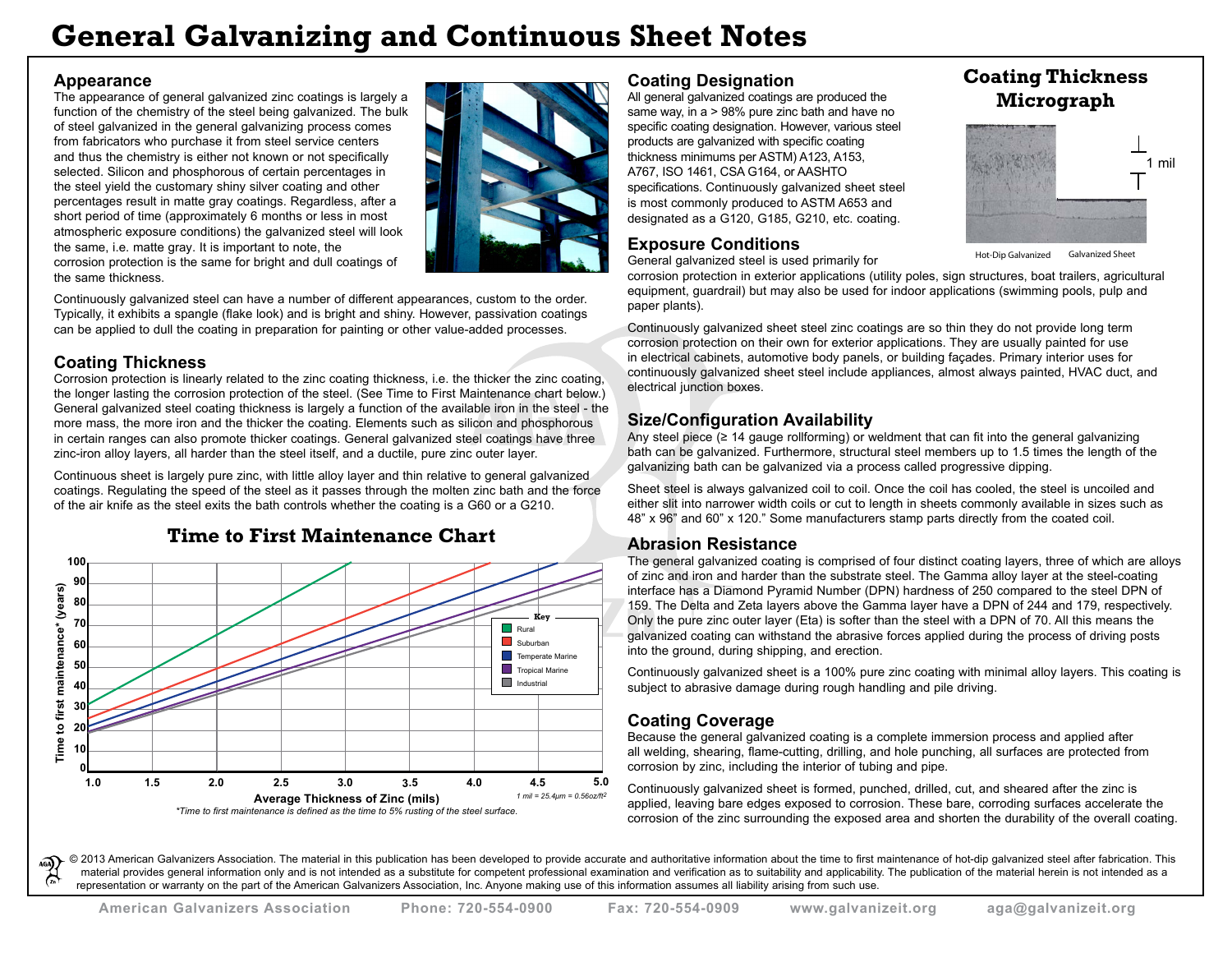# General Galvanizing and Continuous Sheet Notes

## Appearance

The appearance of general galvanized zinc coatings is largely a function of the chemistry of the steel being galvanized. The bulk of steel galvanized in the general galvanizing process comes from fabricators who purchase it from steel service centers and thus the chemistry is either not known or not specifically selected. Silicon and phosphorous of certain percentages in the steel yield the customary shiny silver coating and other percentages result in matte gray coatings. Regardless, after a short period of time (approximately 6 months or less in most atmospheric exposure conditions) the galvanized steel will look the same, i.e. matte gray. It is important to note, the corrosion protection is the same for bright and dull coatings of the same thickness.

Continuously galvanized steel can have a number of different appearances, custom to the order. Typically, it exhibits a spangle (flake look) and is bright and shiny. However, passivation coatings can be applied to dull the coating in preparation for painting or other value-added processes.

## Coating Thickness

Corrosion protection is linearly related to the zinc coating thickness, i.e. the thicker the zinc coating, the longer lasting the corrosion protection of the steel. (See Time to First Maintenance chart below.) General galvanized steel coating thickness is largely a function of the available iron in the steel - the more mass, the more iron and the thicker the coating. Elements such as silicon and phosphorous in certain ranges can also promote thicker coatings. General galvanized steel coatings have three zinc-iron alloy layers, all harder than the steel itself, and a ductile, pure zinc outer layer.

Continuous sheet is largely pure zinc, with little alloy layer and thin relative to general galvanized coatings. Regulating the speed of the steel as it passes through the molten zinc bath and the force of the air knife as the steel exits the bath controls whether the coating is a G60 or a G210.

### Time to First Maintenance Chart

Time to first maintenance* (years)

100
90
80
70
60
50
40
30
20
10
0

1.0 1.5 2.0 2.5 3.0 3.5 4.0 4.5 5.0

Average Thickness of Zinc (mils)

Key: Rural, Suburban, Temperate Marine, Tropical Marine, Industrial

1 mil = 25.4μm = 0.56oz/ft²

*Time to first maintenance is defined as the time to 5% rusting of the steel surface.

## Coating Designation

All general galvanized coatings are produced the same way, in a > 98% pure zinc bath and have no specific coating designation. However, various steel products are galvanized with specific coating thickness minimums per ASTM) A123, A153, A767, ISO 1461, CSA G164, or AASHTO specifications. Continuously galvanized sheet steel is most commonly produced to ASTM A653 and designated as a G120, G185, G210, etc. coating.

## Coating Thickness Micrograph

1 mil

Hot-Dip Galvanized Galvanized Sheet

## Exposure Conditions

General galvanized steel is used primarily for corrosion protection in exterior applications (utility poles, sign structures, boat trailers, agricultural equipment, guardrail) but may also be used for indoor applications (swimming pools, pulp and paper plants).

Continuously galvanized sheet steel zinc coatings are so thin they do not provide long term corrosion protection on their own for exterior applications. They are usually painted for use in electrical cabinets, automotive body panels, or building façades. Primary interior uses for continuously galvanized sheet steel include appliances, almost always painted, HVAC duct, and electrical junction boxes.

## Size/Configuration Availability

Any steel piece (≥ 14 gauge rollforming) or weldment that can fit into the general galvanizing bath can be galvanized. Furthermore, structural steel members up to 1.5 times the length of the galvanizing bath can be galvanized via a process called progressive dipping.

Sheet steel is always galvanized coil to coil. Once the coil has cooled, the steel is uncoiled and either slit into narrower width coils or cut to length in sheets commonly available in sizes such as 48" x 96" and 60" x 120." Some manufacturers stamp parts directly from the coated coil.

## Abrasion Resistance

The general galvanized coating is comprised of four distinct coating layers, three of which are alloys of zinc and iron and harder than the substrate steel. The Gamma alloy layer at the steel-coating interface has a Diamond Pyramid Number (DPN) hardness of 250 compared to the steel DPN of 159. The Delta and Zeta layers above the Gamma layer have a DPN of 244 and 179, respectively. Only the pure zinc outer layer (Eta) is softer than the steel with a DPN of 70. All this means the galvanized coating can withstand the abrasive forces applied during the process of driving posts into the ground, during shipping, and erection.

Continuously galvanized sheet is a 100% pure zinc coating with minimal alloy layers. This coating is subject to abrasive damage during rough handling and pile driving.

## Coating Coverage

Because the general galvanized coating is a complete immersion process and applied after all welding, shearing, flame-cutting, drilling, and hole punching, all surfaces are protected from corrosion by zinc, including the interior of tubing and pipe.

Continuously galvanized sheet is formed, punched, drilled, cut, and sheared after the zinc is applied, leaving bare edges exposed to corrosion. These bare, corroding surfaces accelerate the corrosion of the zinc surrounding the exposed area and shorten the durability of the overall coating.

© 2013 American Galvanizers Association. The material in this publication has been developed to provide accurate and authoritative information about the time to first maintenance of hot-dip galvanized steel after fabrication. This material provides general information only and is not intended as a substitute for competent professional examination and verification as to suitability and applicability. The publication of the material herein is not intended as a representation or warranty on the part of the American Galvanizers Association, Inc. Anyone making use of this information assumes all liability arising from such use.

American Galvanizers Association Phone: 720-554-0900 Fax: 720-554-0909 www.galvanizeit.org aga@galvanizeit.org